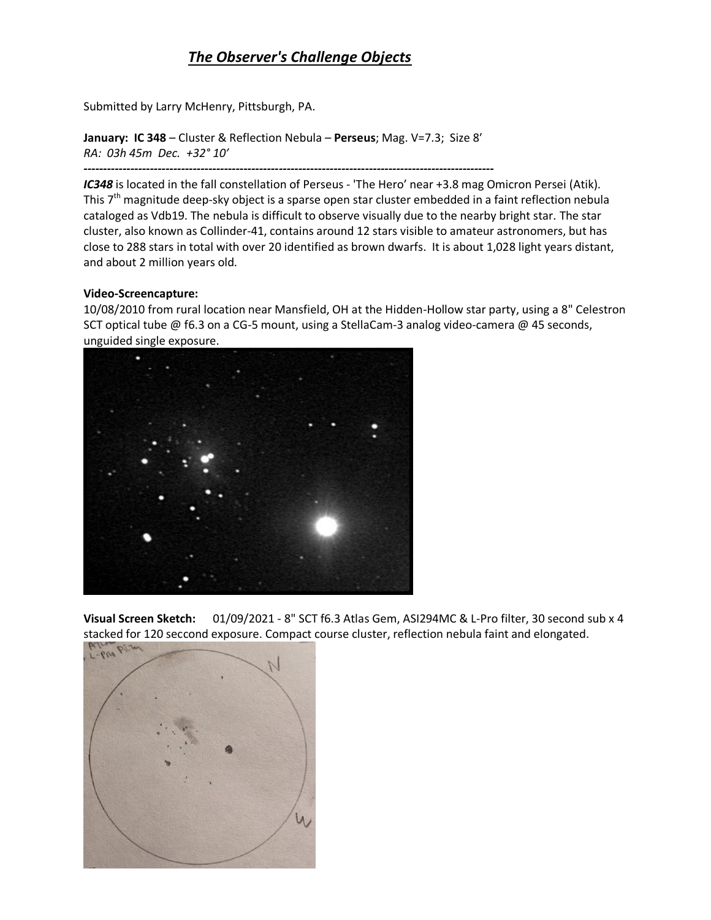# *The Observer's Challenge Objects*

Submitted by Larry McHenry, Pittsburgh, PA.

**January: IC 348** – Cluster & Reflection Nebula – **Perseus**; Mag. V=7.3; Size 8'
*RA: 03h 45m Dec. +32° 10'*

---

***IC348*** is located in the fall constellation of Perseus - 'The Hero' near +3.8 mag Omicron Persei (Atik). This 7th magnitude deep-sky object is a sparse open star cluster embedded in a faint reflection nebula cataloged as Vdb19. The nebula is difficult to observe visually due to the nearby bright star. The star cluster, also known as Collinder-41, contains around 12 stars visible to amateur astronomers, but has close to 288 stars in total with over 20 identified as brown dwarfs. It is about 1,028 light years distant, and about 2 million years old.

**Video-Screencapture:**
10/08/2010 from rural location near Mansfield, OH at the Hidden-Hollow star party, using a 8" Celestron SCT optical tube @ f6.3 on a CG-5 mount, using a StellaCam-3 analog video-camera @ 45 seconds, unguided single exposure.

**Visual Screen Sketch:** 01/09/2021 - 8" SCT f6.3 Atlas Gem, ASI294MC & L-Pro filter, 30 second sub x 4 stacked for 120 seccond exposure. Compact course cluster, reflection nebula faint and elongated.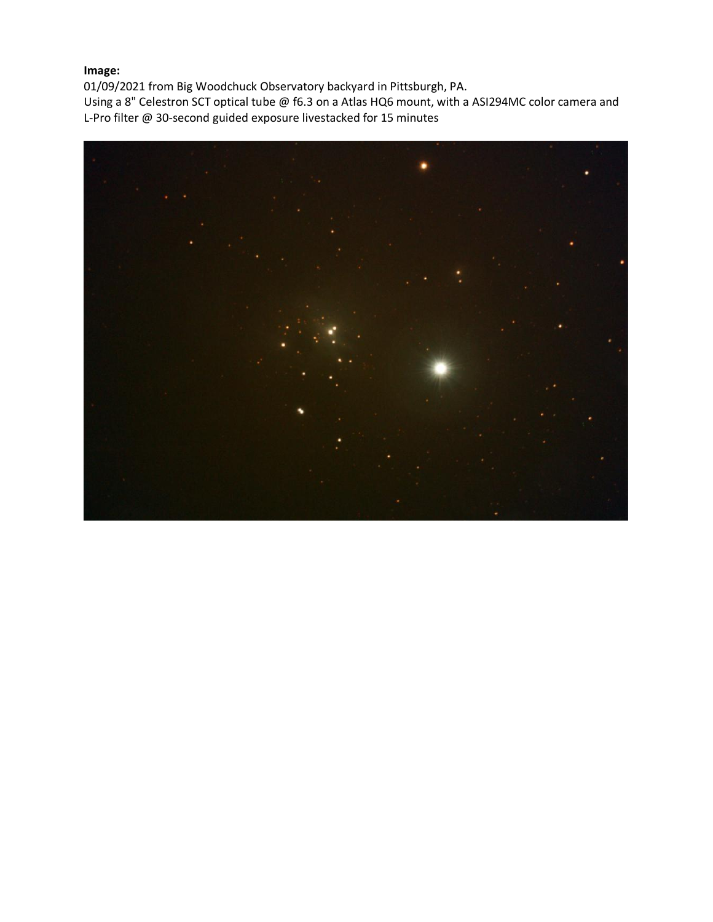**Image:**

01/09/2021 from Big Woodchuck Observatory backyard in Pittsburgh, PA.

Using a 8" Celestron SCT optical tube @ f6.3 on a Atlas HQ6 mount, with a ASI294MC color camera and L-Pro filter @ 30-second guided exposure livestacked for 15 minutes